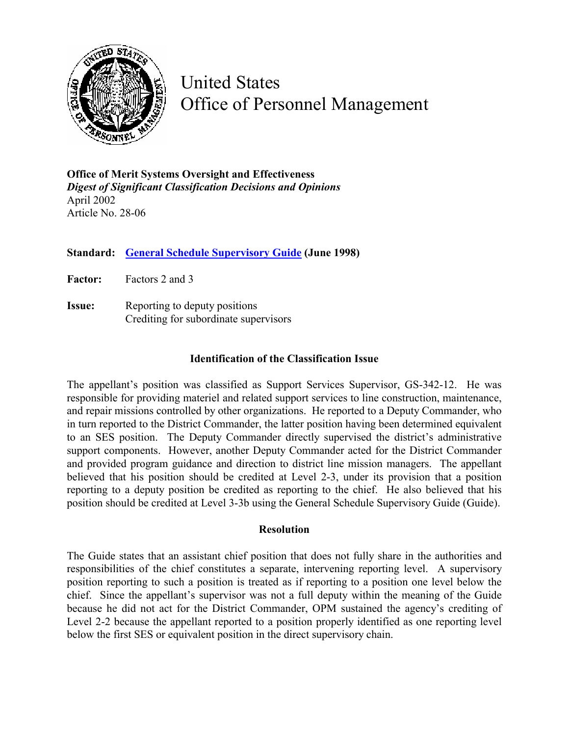# United States Office of Personnel Management

**Office of Merit Systems Oversight and Effectiveness**
***Digest of Significant Classification Decisions and Opinions***
April 2002
Article No. 28-06

**Standard:** **General Schedule Supervisory Guide (June 1998)**

**Factor:** Factors 2 and 3

**Issue:** Reporting to deputy positions
Crediting for subordinate supervisors

## Identification of the Classification Issue

The appellant's position was classified as Support Services Supervisor, GS-342-12. He was responsible for providing materiel and related support services to line construction, maintenance, and repair missions controlled by other organizations. He reported to a Deputy Commander, who in turn reported to the District Commander, the latter position having been determined equivalent to an SES position. The Deputy Commander directly supervised the district's administrative support components. However, another Deputy Commander acted for the District Commander and provided program guidance and direction to district line mission managers. The appellant believed that his position should be credited at Level 2-3, under its provision that a position reporting to a deputy position be credited as reporting to the chief. He also believed that his position should be credited at Level 3-3b using the General Schedule Supervisory Guide (Guide).

## Resolution

The Guide states that an assistant chief position that does not fully share in the authorities and responsibilities of the chief constitutes a separate, intervening reporting level. A supervisory position reporting to such a position is treated as if reporting to a position one level below the chief. Since the appellant's supervisor was not a full deputy within the meaning of the Guide because he did not act for the District Commander, OPM sustained the agency's crediting of Level 2-2 because the appellant reported to a position properly identified as one reporting level below the first SES or equivalent position in the direct supervisory chain.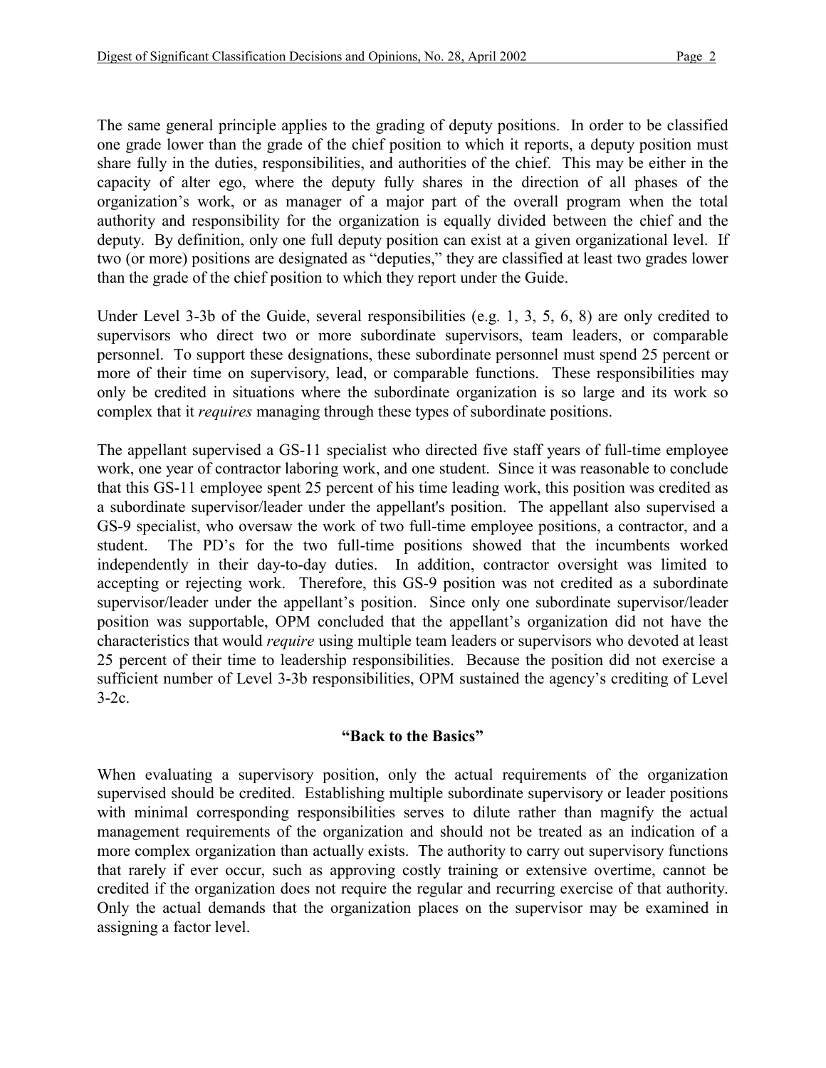The same general principle applies to the grading of deputy positions. In order to be classified one grade lower than the grade of the chief position to which it reports, a deputy position must share fully in the duties, responsibilities, and authorities of the chief. This may be either in the capacity of alter ego, where the deputy fully shares in the direction of all phases of the organization's work, or as manager of a major part of the overall program when the total authority and responsibility for the organization is equally divided between the chief and the deputy. By definition, only one full deputy position can exist at a given organizational level. If two (or more) positions are designated as "deputies," they are classified at least two grades lower than the grade of the chief position to which they report under the Guide.

Under Level 3-3b of the Guide, several responsibilities (e.g. 1, 3, 5, 6, 8) are only credited to supervisors who direct two or more subordinate supervisors, team leaders, or comparable personnel. To support these designations, these subordinate personnel must spend 25 percent or more of their time on supervisory, lead, or comparable functions. These responsibilities may only be credited in situations where the subordinate organization is so large and its work so complex that it *requires* managing through these types of subordinate positions.

The appellant supervised a GS-11 specialist who directed five staff years of full-time employee work, one year of contractor laboring work, and one student. Since it was reasonable to conclude that this GS-11 employee spent 25 percent of his time leading work, this position was credited as a subordinate supervisor/leader under the appellant's position. The appellant also supervised a GS-9 specialist, who oversaw the work of two full-time employee positions, a contractor, and a student. The PD's for the two full-time positions showed that the incumbents worked independently in their day-to-day duties. In addition, contractor oversight was limited to accepting or rejecting work. Therefore, this GS-9 position was not credited as a subordinate supervisor/leader under the appellant's position. Since only one subordinate supervisor/leader position was supportable, OPM concluded that the appellant's organization did not have the characteristics that would *require* using multiple team leaders or supervisors who devoted at least 25 percent of their time to leadership responsibilities. Because the position did not exercise a sufficient number of Level 3-3b responsibilities, OPM sustained the agency's crediting of Level 3-2c.

**"Back to the Basics"**

When evaluating a supervisory position, only the actual requirements of the organization supervised should be credited. Establishing multiple subordinate supervisory or leader positions with minimal corresponding responsibilities serves to dilute rather than magnify the actual management requirements of the organization and should not be treated as an indication of a more complex organization than actually exists. The authority to carry out supervisory functions that rarely if ever occur, such as approving costly training or extensive overtime, cannot be credited if the organization does not require the regular and recurring exercise of that authority. Only the actual demands that the organization places on the supervisor may be examined in assigning a factor level.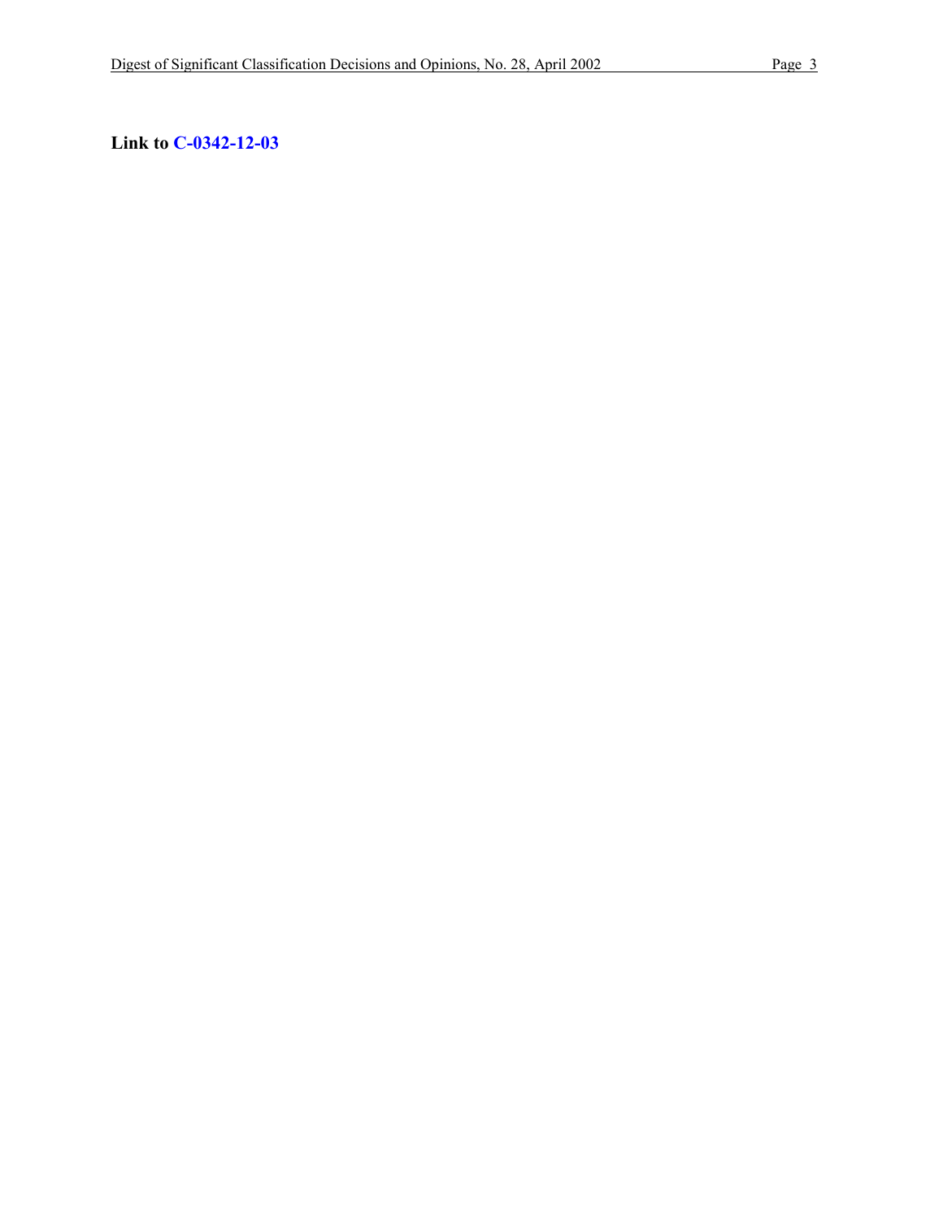**Link to C-0342-12-03**